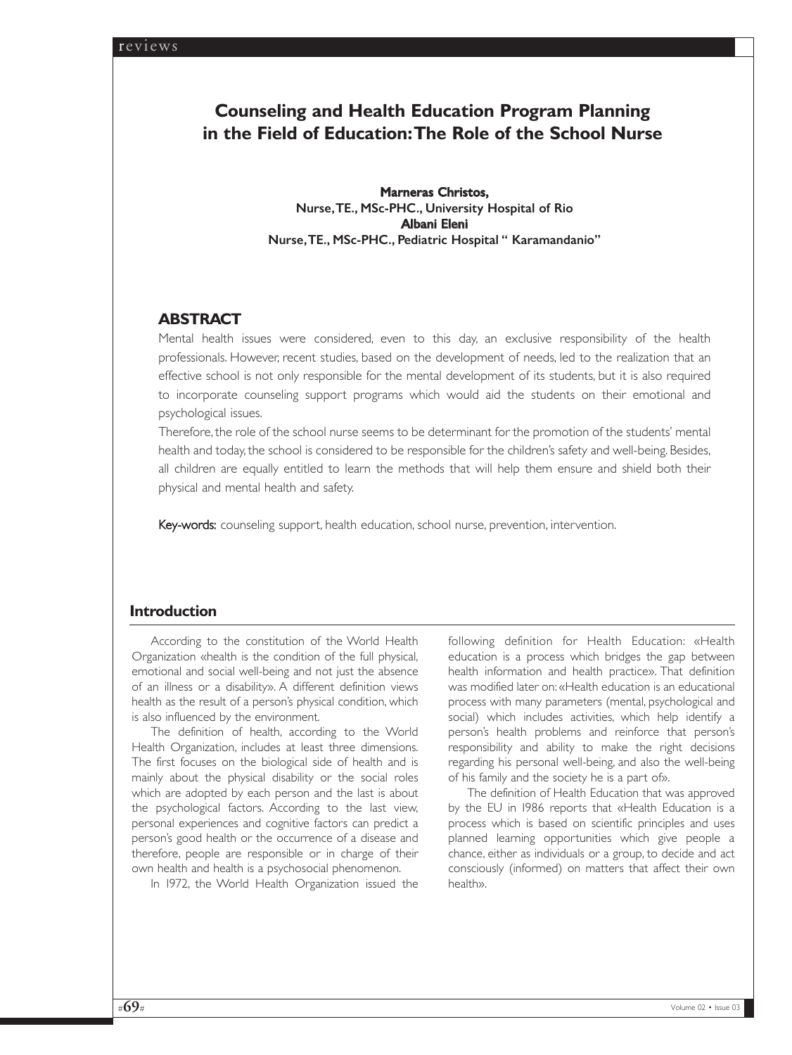# Counseling and Health Education Program Planning in the Field of Education: The Role of the School Nurse

**Marneras Christos,**
**Nurse, TE., MSc-PHC., University Hospital of Rio**
**Albani Eleni**
**Nurse, TE., MSc-PHC., Pediatric Hospital " Karamandanio"**

## ABSTRACT

Mental health issues were considered, even to this day, an exclusive responsibility of the health professionals. However, recent studies, based on the development of needs, led to the realization that an effective school is not only responsible for the mental development of its students, but it is also required to incorporate counseling support programs which would aid the students on their emotional and psychological issues.

Therefore, the role of the school nurse seems to be determinant for the promotion of the students' mental health and today, the school is considered to be responsible for the children's safety and well-being. Besides, all children are equally entitled to learn the methods that will help them ensure and shield both their physical and mental health and safety.

**Key-words:** counseling support, health education, school nurse, prevention, intervention.

## Introduction

According to the constitution of the World Health Organization «health is the condition of the full physical, emotional and social well-being and not just the absence of an illness or a disability». A different definition views health as the result of a person's physical condition, which is also influenced by the environment.

The definition of health, according to the World Health Organization, includes at least three dimensions. The first focuses on the biological side of health and is mainly about the physical disability or the social roles which are adopted by each person and the last is about the psychological factors. According to the last view, personal experiences and cognitive factors can predict a person's good health or the occurrence of a disease and therefore, people are responsible or in charge of their own health and health is a psychosocial phenomenon.

In 1972, the World Health Organization issued the following definition for Health Education: «Health education is a process which bridges the gap between health information and health practice». That definition was modified later on: «Health education is an educational process with many parameters (mental, psychological and social) which includes activities, which help identify a person's health problems and reinforce that person's responsibility and ability to make the right decisions regarding his personal well-being, and also the well-being of his family and the society he is a part of».

The definition of Health Education that was approved by the EU in 1986 reports that «Health Education is a process which is based on scientific principles and uses planned learning opportunities which give people a chance, either as individuals or a group, to decide and act consciously (informed) on matters that affect their own health».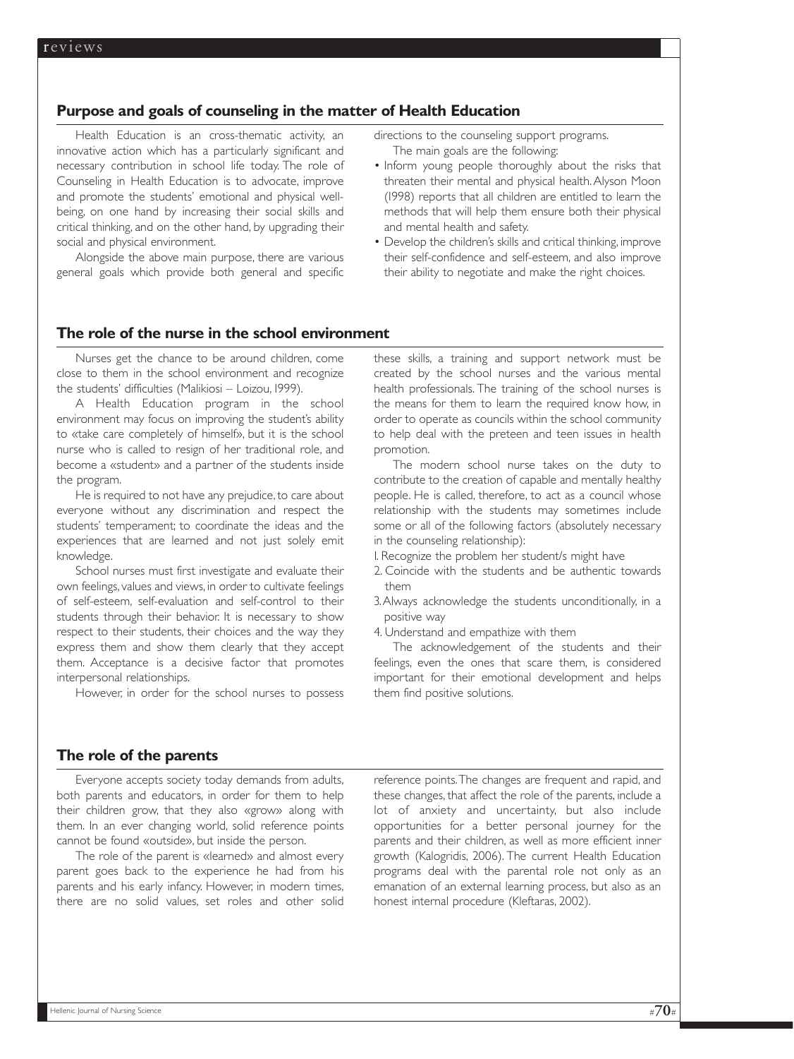## Purpose and goals of counseling in the matter of Health Education

Health Education is an cross-thematic activity, an innovative action which has a particularly significant and necessary contribution in school life today. The role of Counseling in Health Education is to advocate, improve and promote the students' emotional and physical well-being, on one hand by increasing their social skills and critical thinking, and on the other hand, by upgrading their social and physical environment.

Alongside the above main purpose, there are various general goals which provide both general and specific directions to the counseling support programs.

The main goals are the following:

- Inform young people thoroughly about the risks that threaten their mental and physical health. Alyson Moon (1998) reports that all children are entitled to learn the methods that will help them ensure both their physical and mental health and safety.
- Develop the children's skills and critical thinking, improve their self-confidence and self-esteem, and also improve their ability to negotiate and make the right choices.

## The role of the nurse in the school environment

Nurses get the chance to be around children, come close to them in the school environment and recognize the students' difficulties (Malikiosi – Loizou, 1999).

A Health Education program in the school environment may focus on improving the student's ability to «take care completely of himself», but it is the school nurse who is called to resign of her traditional role, and become a «student» and a partner of the students inside the program.

He is required to not have any prejudice, to care about everyone without any discrimination and respect the students' temperament; to coordinate the ideas and the experiences that are learned and not just solely emit knowledge.

School nurses must first investigate and evaluate their own feelings, values and views, in order to cultivate feelings of self-esteem, self-evaluation and self-control to their students through their behavior. It is necessary to show respect to their students, their choices and the way they express them and show them clearly that they accept them. Acceptance is a decisive factor that promotes interpersonal relationships.

However, in order for the school nurses to possess these skills, a training and support network must be created by the school nurses and the various mental health professionals. The training of the school nurses is the means for them to learn the required know how, in order to operate as councils within the school community to help deal with the preteen and teen issues in health promotion.

The modern school nurse takes on the duty to contribute to the creation of capable and mentally healthy people. He is called, therefore, to act as a council whose relationship with the students may sometimes include some or all of the following factors (absolutely necessary in the counseling relationship):

1. Recognize the problem her student/s might have
2. Coincide with the students and be authentic towards them
3. Always acknowledge the students unconditionally, in a positive way
4. Understand and empathize with them

The acknowledgement of the students and their feelings, even the ones that scare them, is considered important for their emotional development and helps them find positive solutions.

## The role of the parents

Everyone accepts society today demands from adults, both parents and educators, in order for them to help their children grow, that they also «grow» along with them. In an ever changing world, solid reference points cannot be found «outside», but inside the person.

The role of the parent is «learned» and almost every parent goes back to the experience he had from his parents and his early infancy. However, in modern times, there are no solid values, set roles and other solid reference points. The changes are frequent and rapid, and these changes, that affect the role of the parents, include a lot of anxiety and uncertainty, but also include opportunities for a better personal journey for the parents and their children, as well as more efficient inner growth (Kalogridis, 2006). The current Health Education programs deal with the parental role not only as an emanation of an external learning process, but also as an honest internal procedure (Kleftaras, 2002).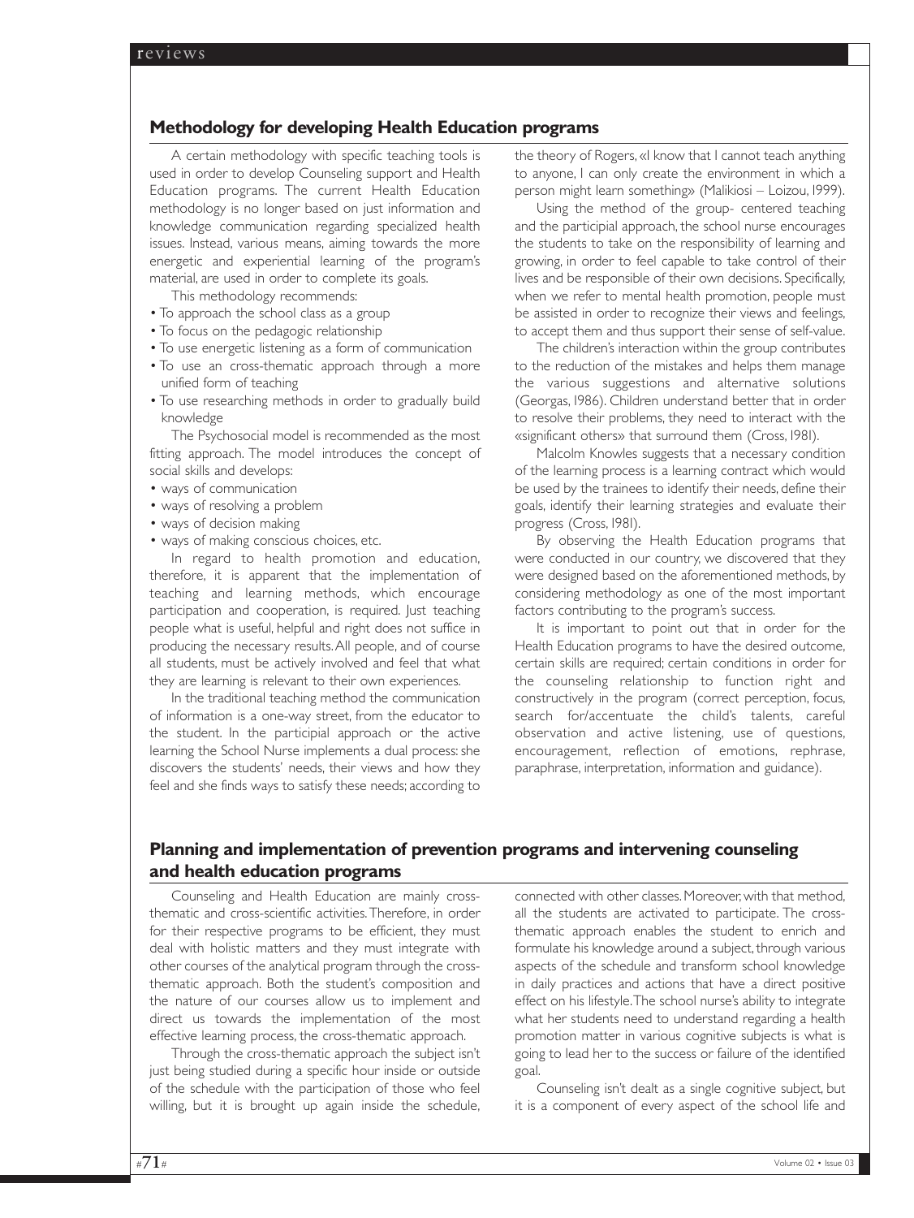## Methodology for developing Health Education programs

A certain methodology with specific teaching tools is used in order to develop Counseling support and Health Education programs. The current Health Education methodology is no longer based on just information and knowledge communication regarding specialized health issues. Instead, various means, aiming towards the more energetic and experiential learning of the program's material, are used in order to complete its goals.

This methodology recommends:

- To approach the school class as a group
- To focus on the pedagogic relationship
- To use energetic listening as a form of communication
- To use an cross-thematic approach through a more unified form of teaching
- To use researching methods in order to gradually build knowledge

The Psychosocial model is recommended as the most fitting approach. The model introduces the concept of social skills and develops:

- ways of communication
- ways of resolving a problem
- ways of decision making
- ways of making conscious choices, etc.

In regard to health promotion and education, therefore, it is apparent that the implementation of teaching and learning methods, which encourage participation and cooperation, is required. Just teaching people what is useful, helpful and right does not suffice in producing the necessary results. All people, and of course all students, must be actively involved and feel that what they are learning is relevant to their own experiences.

In the traditional teaching method the communication of information is a one-way street, from the educator to the student. In the participial approach or the active learning the School Nurse implements a dual process: she discovers the students' needs, their views and how they feel and she finds ways to satisfy these needs; according to the theory of Rogers, «I know that I cannot teach anything to anyone, I can only create the environment in which a person might learn something» (Malikiosi – Loizou, 1999).

Using the method of the group- centered teaching and the participial approach, the school nurse encourages the students to take on the responsibility of learning and growing, in order to feel capable to take control of their lives and be responsible of their own decisions. Specifically, when we refer to mental health promotion, people must be assisted in order to recognize their views and feelings, to accept them and thus support their sense of self-value.

The children's interaction within the group contributes to the reduction of the mistakes and helps them manage the various suggestions and alternative solutions (Georgas, 1986). Children understand better that in order to resolve their problems, they need to interact with the «significant others» that surround them (Cross, 1981).

Malcolm Knowles suggests that a necessary condition of the learning process is a learning contract which would be used by the trainees to identify their needs, define their goals, identify their learning strategies and evaluate their progress (Cross, 1981).

By observing the Health Education programs that were conducted in our country, we discovered that they were designed based on the aforementioned methods, by considering methodology as one of the most important factors contributing to the program's success.

It is important to point out that in order for the Health Education programs to have the desired outcome, certain skills are required; certain conditions in order for the counseling relationship to function right and constructively in the program (correct perception, focus, search for/accentuate the child's talents, careful observation and active listening, use of questions, encouragement, reflection of emotions, rephrase, paraphrase, interpretation, information and guidance).

## Planning and implementation of prevention programs and intervening counseling and health education programs

Counseling and Health Education are mainly cross-thematic and cross-scientific activities. Therefore, in order for their respective programs to be efficient, they must deal with holistic matters and they must integrate with other courses of the analytical program through the cross-thematic approach. Both the student's composition and the nature of our courses allow us to implement and direct us towards the implementation of the most effective learning process, the cross-thematic approach.

Through the cross-thematic approach the subject isn't just being studied during a specific hour inside or outside of the schedule with the participation of those who feel willing, but it is brought up again inside the schedule, connected with other classes. Moreover, with that method, all the students are activated to participate. The cross-thematic approach enables the student to enrich and formulate his knowledge around a subject, through various aspects of the schedule and transform school knowledge in daily practices and actions that have a direct positive effect on his lifestyle. The school nurse's ability to integrate what her students need to understand regarding a health promotion matter in various cognitive subjects is what is going to lead her to the success or failure of the identified goal.

Counseling isn't dealt as a single cognitive subject, but it is a component of every aspect of the school life and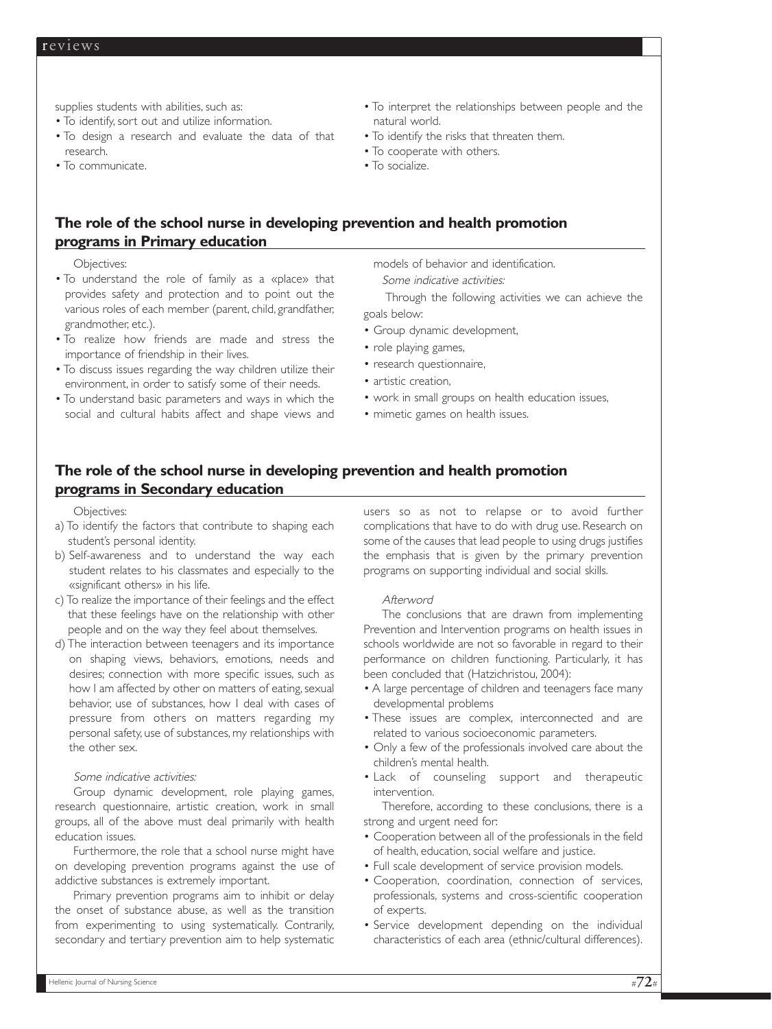supplies students with abilities, such as:

- To identify, sort out and utilize information.
- To design a research and evaluate the data of that research.
- To communicate.
- To interpret the relationships between people and the natural world.
- To identify the risks that threaten them.
- To cooperate with others.
- To socialize.

## The role of the school nurse in developing prevention and health promotion programs in Primary education

Objectives:

- To understand the role of family as a «place» that provides safety and protection and to point out the various roles of each member (parent, child, grandfather, grandmother, etc.).
- To realize how friends are made and stress the importance of friendship in their lives.
- To discuss issues regarding the way children utilize their environment, in order to satisfy some of their needs.
- To understand basic parameters and ways in which the social and cultural habits affect and shape views and models of behavior and identification.

*Some indicative activities:*

Through the following activities we can achieve the goals below:

- Group dynamic development,
- role playing games,
- research questionnaire,
- artistic creation,
- work in small groups on health education issues,
- mimetic games on health issues.

## The role of the school nurse in developing prevention and health promotion programs in Secondary education

Objectives:

a) To identify the factors that contribute to shaping each student's personal identity.
b) Self-awareness and to understand the way each student relates to his classmates and especially to the «significant others» in his life.
c) To realize the importance of their feelings and the effect that these feelings have on the relationship with other people and on the way they feel about themselves.
d) The interaction between teenagers and its importance on shaping views, behaviors, emotions, needs and desires; connection with more specific issues, such as how I am affected by other on matters of eating, sexual behavior, use of substances, how I deal with cases of pressure from others on matters regarding my personal safety, use of substances, my relationships with the other sex.

*Some indicative activities:*

Group dynamic development, role playing games, research questionnaire, artistic creation, work in small groups, all of the above must deal primarily with health education issues.

Furthermore, the role that a school nurse might have on developing prevention programs against the use of addictive substances is extremely important.

Primary prevention programs aim to inhibit or delay the onset of substance abuse, as well as the transition from experimenting to using systematically. Contrarily, secondary and tertiary prevention aim to help systematic users so as not to relapse or to avoid further complications that have to do with drug use. Research on some of the causes that lead people to using drugs justifies the emphasis that is given by the primary prevention programs on supporting individual and social skills.

*Afterword*

The conclusions that are drawn from implementing Prevention and Intervention programs on health issues in schools worldwide are not so favorable in regard to their performance on children functioning. Particularly, it has been concluded that (Hatzichristou, 2004):

- A large percentage of children and teenagers face many developmental problems
- These issues are complex, interconnected and are related to various socioeconomic parameters.
- Only a few of the professionals involved care about the children's mental health.
- Lack of counseling support and therapeutic intervention.

Therefore, according to these conclusions, there is a strong and urgent need for:

- Cooperation between all of the professionals in the field of health, education, social welfare and justice.
- Full scale development of service provision models.
- Cooperation, coordination, connection of services, professionals, systems and cross-scientific cooperation of experts.
- Service development depending on the individual characteristics of each area (ethnic/cultural differences).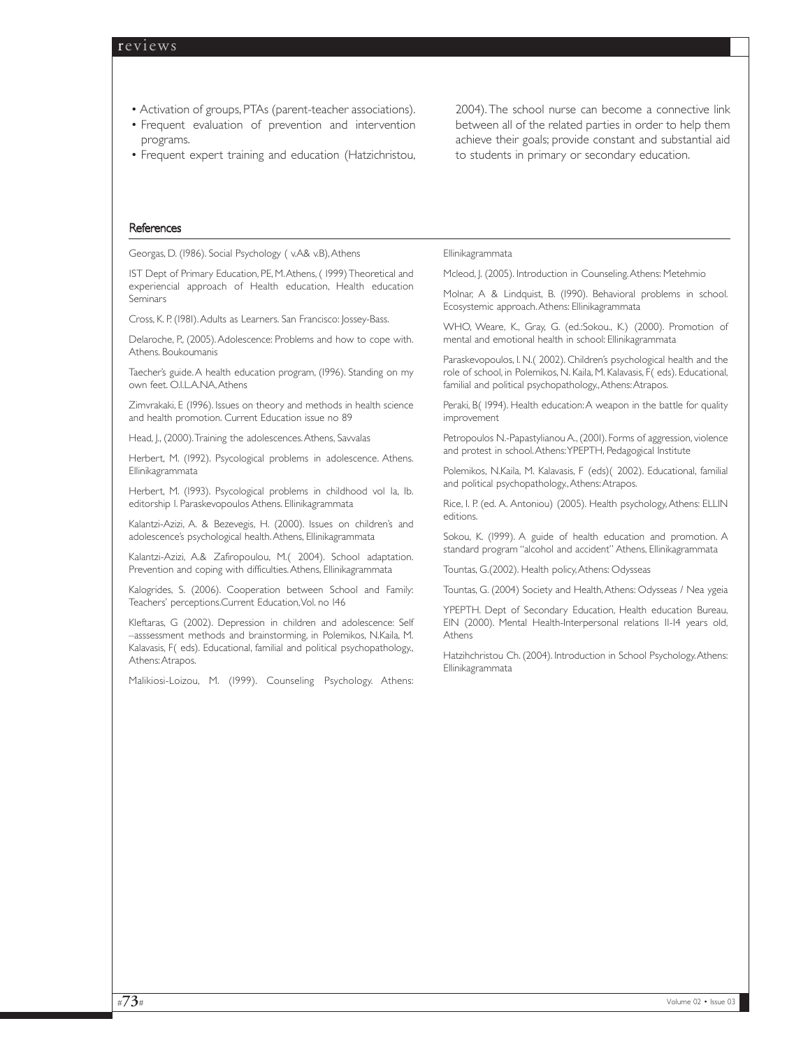- Activation of groups, PTAs (parent-teacher associations).
- Frequent evaluation of prevention and intervention programs.
- Frequent expert training and education (Hatzichristou, 2004). The school nurse can become a connective link between all of the related parties in order to help them achieve their goals; provide constant and substantial aid to students in primary or secondary education.

## References

Georgas, D. (1986). Social Psychology ( v.A& v.B), Athens

IST Dept of Primary Education, PE, M.Athens, ( 1999) Theoretical and experiencial approach of Health education, Health education Seminars

Cross, K. P. (1981). Adults as Learners. San Francisco: Jossey-Bass.

Delaroche, P., (2005). Adolescence: Problems and how to cope with. Athens. Boukoumanis

Taecher's guide. A health education program, (1996). Standing on my own feet. O.I.L.A.NA, Athens

Zimvrakaki, E (1996). Issues on theory and methods in health science and health promotion. Current Education issue no 89

Head, J., (2000). Training the adolescences. Athens, Savvalas

Herbert, M. (1992). Psycological problems in adolescence. Athens. Ellinikagrammata

Herbert, M. (1993). Psycological problems in childhood vol Ia, Ib. editorship I. Paraskevopoulos Athens. Ellinikagrammata

Kalantzi-Azizi, A. & Bezevegis, H. (2000). Issues on children's and adolescence's psychological health. Athens, Ellinikagrammata

Kalantzi-Azizi, A.& Zafiropoulou, M.( 2004). School adaptation. Prevention and coping with difficulties. Athens, Ellinikagrammata

Kalogrides, S. (2006). Cooperation between School and Family: Teachers' perceptions.Current Education, Vol. no 146

Kleftaras, G (2002). Depression in children and adolescence: Self –asssessment methods and brainstorming, in Polemikos, N.Kaila, M. Kalavasis, F( eds). Educational, familial and political psychopathology., Athens: Atrapos.

Malikiosi-Loizou, M. (1999). Counseling Psychology. Athens: Ellinikagrammata

Mcleod, J. (2005). Introduction in Counseling. Athens: Metehmio

Molnar, A & Lindquist, B. (1990). Behavioral problems in school. Ecosystemic approach. Athens: Ellinikagrammata

WHO, Weare, K., Gray, G. (ed.:Sokou., K.) (2000). Promotion of mental and emotional health in school: Ellinikagrammata

Paraskevopoulos, I. N.( 2002). Children's psychological health and the role of school, in Polemikos, N. Kaila, M. Kalavasis, F( eds). Educational, familial and political psychopathology., Athens: Atrapos.

Peraki, B( 1994). Health education: A weapon in the battle for quality improvement

Petropoulos N.-Papastylianou A., (2001). Forms of aggression, violence and protest in school. Athens: YPEPTH, Pedagogical Institute

Polemikos, N.Kaila, M. Kalavasis, F (eds)( 2002). Educational, familial and political psychopathology., Athens: Atrapos.

Rice, I. P. (ed. A. Antoniou) (2005). Health psychology, Athens: ELLIN editions.

Sokou, K. (1999). A guide of health education and promotion. A standard program "alcohol and accident" Athens, Ellinikagrammata

Tountas, G.(2002). Health policy, Athens: Odysseas

Tountas, G. (2004) Society and Health, Athens: Odysseas / Nea ygeia

YPEPTH. Dept of Secondary Education, Health education Bureau, EIN (2000). Mental Health-Interpersonal relations 11-14 years old, Athens

Hatzihchristou Ch. (2004). Introduction in School Psychology. Athens: Ellinikagrammata